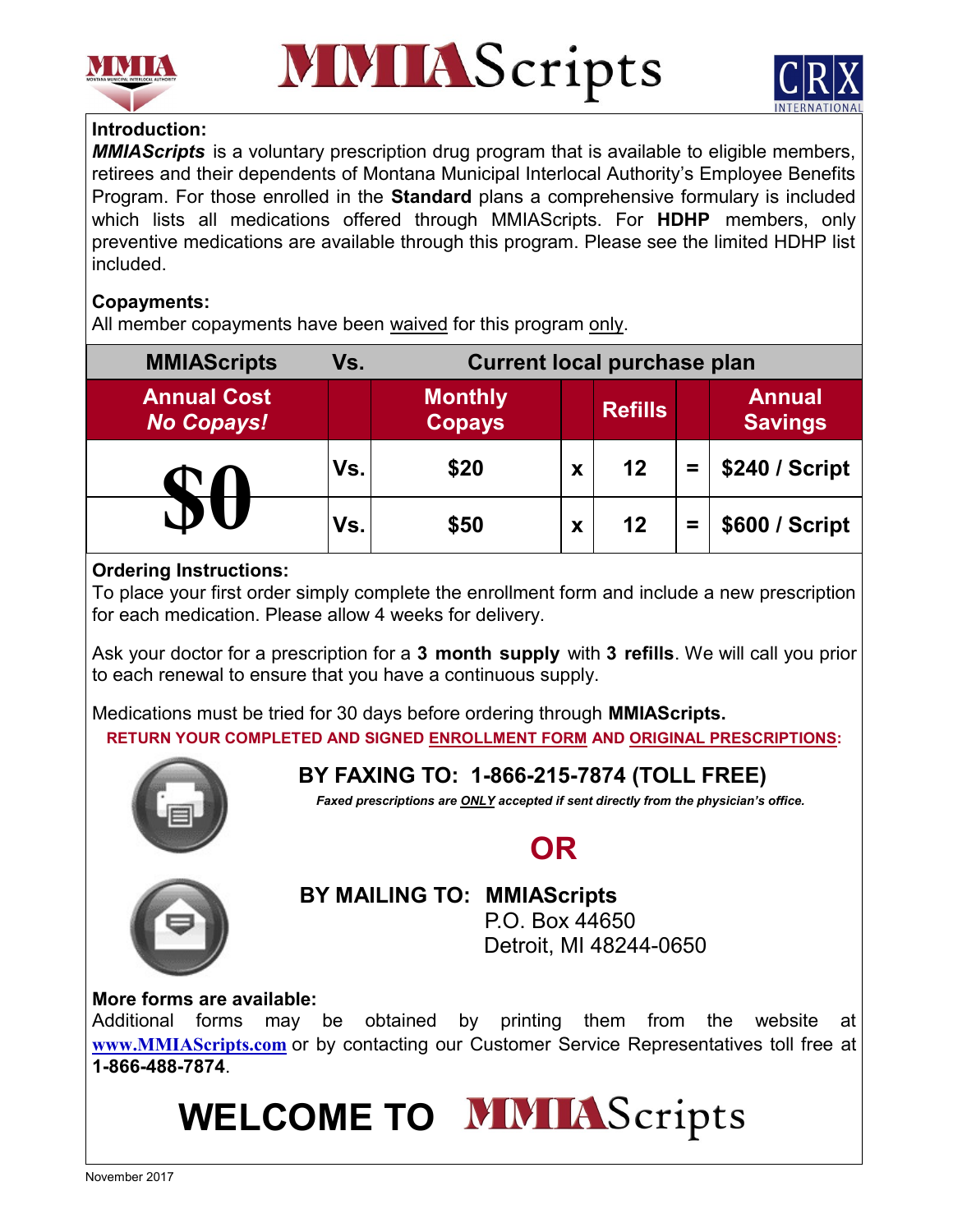# MMIAScripts

**Introduction:**

***MMIAScripts*** is a voluntary prescription drug program that is available to eligible members, retirees and their dependents of Montana Municipal Interlocal Authority's Employee Benefits Program. For those enrolled in the **Standard** plans a comprehensive formulary is included which lists all medications offered through MMIAScripts. For **HDHP** members, only preventive medications are available through this program. Please see the limited HDHP list included.

**Copayments:**

All member copayments have been waived for this program only.

| MMIAScripts | Vs. | Current local purchase plan | | | | |
|---|---|---|---|---|---|---|
| **Annual Cost *No Copays!*** | | **Monthly Copays** | | **Refills** | | **Annual Savings** |
| **$0** | **Vs.** | **$20** | **x** | **12** | **=** | **$240 / Script** |
| | **Vs.** | **$50** | **x** | **12** | **=** | **$600 / Script** |

**Ordering Instructions:**

To place your first order simply complete the enrollment form and include a new prescription for each medication. Please allow 4 weeks for delivery.

Ask your doctor for a prescription for a **3 month supply** with **3 refills**. We will call you prior to each renewal to ensure that you have a continuous supply.

Medications must be tried for 30 days before ordering through **MMIAScripts.**

**RETURN YOUR COMPLETED AND SIGNED ENROLLMENT FORM AND ORIGINAL PRESCRIPTIONS:**

**BY FAXING TO: 1-866-215-7874 (TOLL FREE)**

***Faxed prescriptions are ONLY accepted if sent directly from the physician's office.***

**OR**

**BY MAILING TO: MMIAScripts**
P.O. Box 44650
Detroit, MI 48244-0650

**More forms are available:**

Additional forms may be obtained by printing them from the website at www.MMIAScripts.com or by contacting our Customer Service Representatives toll free at **1-866-488-7874**.

# WELCOME TO MMIAScripts

November 2017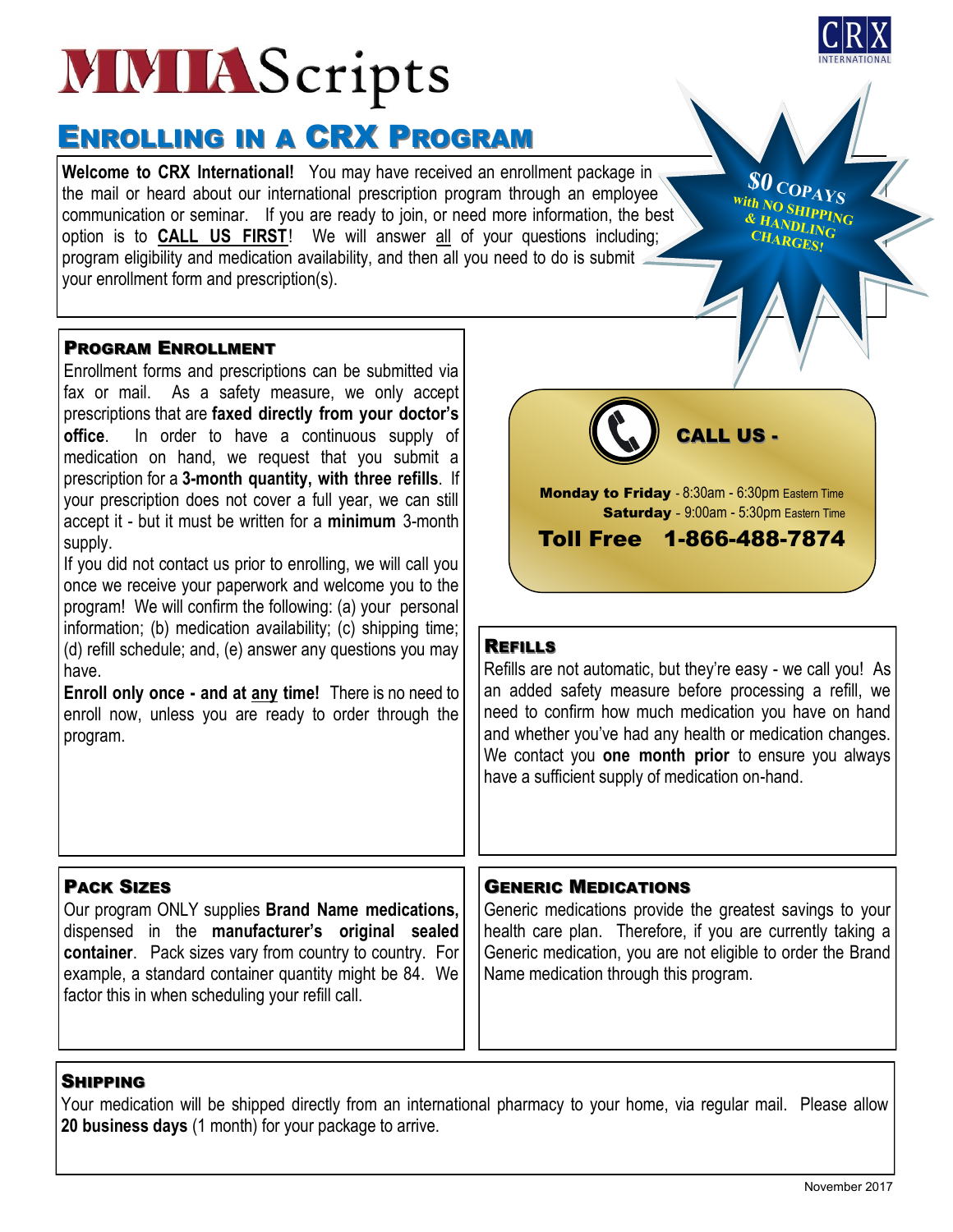# MMIA Scripts

## Enrolling in a CRX Program

**Welcome to CRX International!** You may have received an enrollment package in the mail or heard about our international prescription program through an employee communication or seminar. If you are ready to join, or need more information, the best option is to **CALL US FIRST**! We will answer all of your questions including; program eligibility and medication availability, and then all you need to do is submit your enrollment form and prescription(s).

**$0 COPAYS with NO SHIPPING & HANDLING CHARGES!**

### Program Enrollment

Enrollment forms and prescriptions can be submitted via fax or mail. As a safety measure, we only accept prescriptions that are **faxed directly from your doctor's office**. In order to have a continuous supply of medication on hand, we request that you submit a prescription for a **3-month quantity, with three refills**. If your prescription does not cover a full year, we can still accept it - but it must be written for a **minimum** 3-month supply.

If you did not contact us prior to enrolling, we will call you once we receive your paperwork and welcome you to the program! We will confirm the following: (a) your personal information; (b) medication availability; (c) shipping time; (d) refill schedule; and, (e) answer any questions you may have.

**Enroll only once - and at any time!** There is no need to enroll now, unless you are ready to order through the program.

**CALL US -**

**Monday to Friday** - 8:30am - 6:30pm Eastern Time
**Saturday** - 9:00am - 5:30pm Eastern Time

**Toll Free 1-866-488-7874**

### Refills

Refills are not automatic, but they're easy - we call you! As an added safety measure before processing a refill, we need to confirm how much medication you have on hand and whether you've had any health or medication changes. We contact you **one month prior** to ensure you always have a sufficient supply of medication on-hand.

### Pack Sizes

Our program ONLY supplies **Brand Name medications,** dispensed in the **manufacturer's original sealed container**. Pack sizes vary from country to country. For example, a standard container quantity might be 84. We factor this in when scheduling your refill call.

### Generic Medications

Generic medications provide the greatest savings to your health care plan. Therefore, if you are currently taking a Generic medication, you are not eligible to order the Brand Name medication through this program.

### Shipping

Your medication will be shipped directly from an international pharmacy to your home, via regular mail. Please allow **20 business days** (1 month) for your package to arrive.

November 2017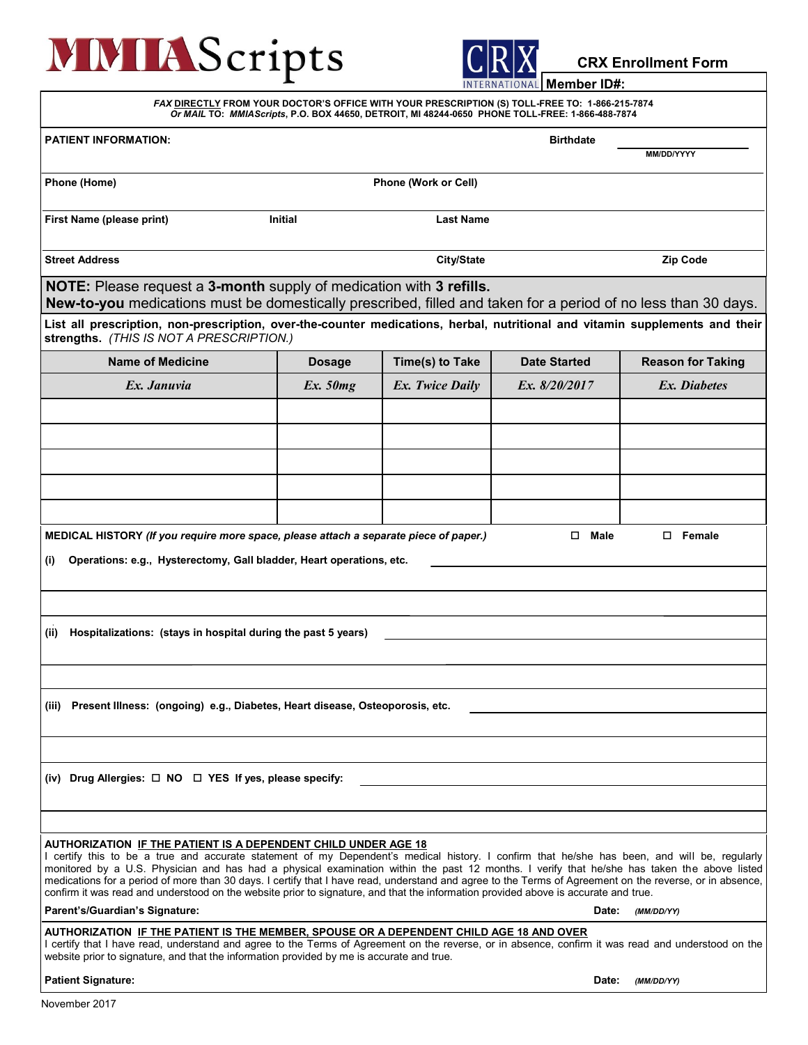# MMIAScripts

**CRX International**

## CRX Enrollment Form

**Member ID#:**

***FAX*** **DIRECTLY FROM YOUR DOCTOR'S OFFICE WITH YOUR PRESCRIPTION (S) TOLL-FREE TO: 1-866-215-7874**
***Or MAIL*** **TO: *MMIAScripts*, P.O. BOX 44650, DETROIT, MI 48244-0650 PHONE TOLL-FREE: 1-866-488-7874**

**PATIENT INFORMATION:** **Birthdate** ____________ MM/DD/YYYY

**Phone (Home)** **Phone (Work or Cell)**

**First Name (please print)** **Initial** **Last Name**

**Street Address** **City/State** **Zip Code**

**NOTE:** Please request a **3-month** supply of medication with **3 refills.**
**New-to-you** medications must be domestically prescribed, filled and taken for a period of no less than 30 days.

**List all prescription, non-prescription, over-the-counter medications, herbal, nutritional and vitamin supplements and their strengths.** *(THIS IS NOT A PRESCRIPTION.)*

| Name of Medicine | Dosage | Time(s) to Take | Date Started | Reason for Taking |
|---|---|---|---|---|
| *Ex. Januvia* | *Ex. 50mg* | *Ex. Twice Daily* | *Ex. 8/20/2017* | *Ex. Diabetes* |
| | | | | |
| | | | | |
| | | | | |
| | | | | |
| | | | | |

**MEDICAL HISTORY** ***(If you require more space, please attach a separate piece of paper.)*** ☐ **Male** ☐ **Female**

**(i) Operations: e.g., Hysterectomy, Gall bladder, Heart operations, etc.** ____________

**(ii) Hospitalizations: (stays in hospital during the past 5 years)** ____________

**(iii) Present Illness: (ongoing) e.g., Diabetes, Heart disease, Osteoporosis, etc.** ____________

**(iv) Drug Allergies:** ☐ **NO** ☐ **YES If yes, please specify:** ____________

**AUTHORIZATION IF THE PATIENT IS A DEPENDENT CHILD UNDER AGE 18**
I certify this to be a true and accurate statement of my Dependent's medical history. I confirm that he/she has been, and will be, regularly monitored by a U.S. Physician and has had a physical examination within the past 12 months. I verify that he/she has taken the above listed medications for a period of more than 30 days. I certify that I have read, understand and agree to the Terms of Agreement on the reverse, or in absence, confirm it was read and understood on the website prior to signature, and that the information provided above is accurate and true.

**Parent's/Guardian's Signature:** **Date:** *(MM/DD/YY)*

**AUTHORIZATION IF THE PATIENT IS THE MEMBER, SPOUSE OR A DEPENDENT CHILD AGE 18 AND OVER**
I certify that I have read, understand and agree to the Terms of Agreement on the reverse, or in absence, confirm it was read and understood on the website prior to signature, and that the information provided by me is accurate and true.

**Patient Signature:** **Date:** *(MM/DD/YY)*

November 2017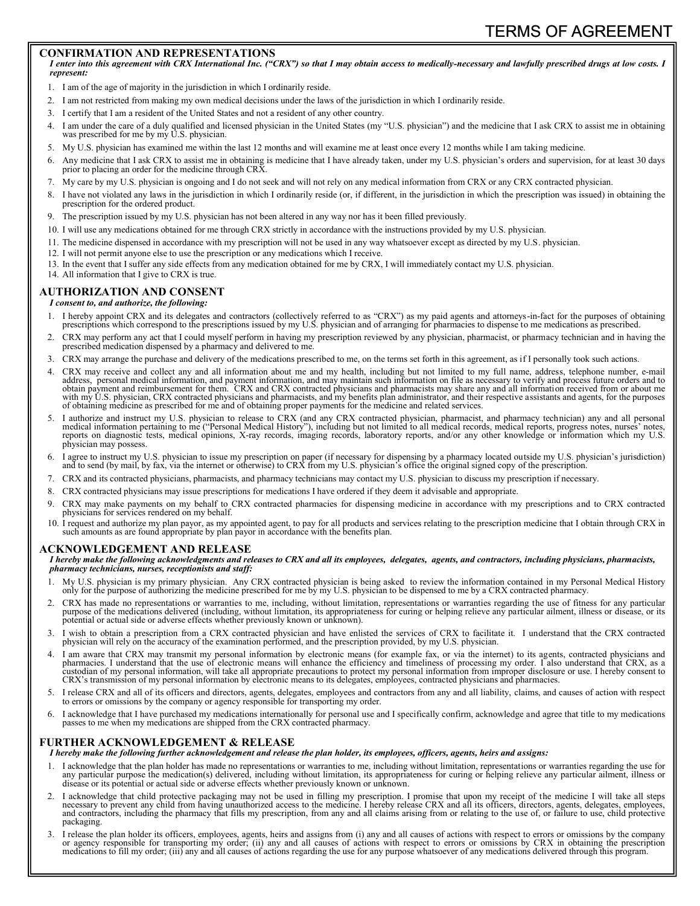# TERMS OF AGREEMENT

## CONFIRMATION AND REPRESENTATIONS

***I enter into this agreement with CRX International Inc. ("CRX") so that I may obtain access to medically-necessary and lawfully prescribed drugs at low costs. I represent:***

1. I am of the age of majority in the jurisdiction in which I ordinarily reside.
2. I am not restricted from making my own medical decisions under the laws of the jurisdiction in which I ordinarily reside.
3. I certify that I am a resident of the United States and not a resident of any other country.
4. I am under the care of a duly qualified and licensed physician in the United States (my "U.S. physician") and the medicine that I ask CRX to assist me in obtaining was prescribed for me by my U.S. physician.
5. My U.S. physician has examined me within the last 12 months and will examine me at least once every 12 months while I am taking medicine.
6. Any medicine that I ask CRX to assist me in obtaining is medicine that I have already taken, under my U.S. physician's orders and supervision, for at least 30 days prior to placing an order for the medicine through CRX.
7. My care by my U.S. physician is ongoing and I do not seek and will not rely on any medical information from CRX or any CRX contracted physician.
8. I have not violated any laws in the jurisdiction in which I ordinarily reside (or, if different, in the jurisdiction in which the prescription was issued) in obtaining the prescription for the ordered product.
9. The prescription issued by my U.S. physician has not been altered in any way nor has it been filled previously.
10. I will use any medications obtained for me through CRX strictly in accordance with the instructions provided by my U.S. physician.
11. The medicine dispensed in accordance with my prescription will not be used in any way whatsoever except as directed by my U.S. physician.
12. I will not permit anyone else to use the prescription or any medications which I receive.
13. In the event that I suffer any side effects from any medication obtained for me by CRX, I will immediately contact my U.S. physician.
14. All information that I give to CRX is true.

## AUTHORIZATION AND CONSENT

***I consent to, and authorize, the following:***

1. I hereby appoint CRX and its delegates and contractors (collectively referred to as "CRX") as my paid agents and attorneys-in-fact for the purposes of obtaining prescriptions which correspond to the prescriptions issued by my U.S. physician and of arranging for pharmacies to dispense to me medications as prescribed.
2. CRX may perform any act that I could myself perform in having my prescription reviewed by any physician, pharmacist, or pharmacy technician and in having the prescribed medication dispensed by a pharmacy and delivered to me.
3. CRX may arrange the purchase and delivery of the medications prescribed to me, on the terms set forth in this agreement, as if I personally took such actions.
4. CRX may receive and collect any and all information about me and my health, including but not limited to my full name, address, telephone number, e-mail address, personal medical information, and payment information, and may maintain such information on file as necessary to verify and process future orders and to obtain payment and reimbursement for them. CRX and CRX contracted physicians and pharmacists may share any and all information received from or about me with my U.S. physician, CRX contracted physicians and pharmacists, and my benefits plan administrator, and their respective assistants and agents, for the purposes of obtaining medicine as prescribed for me and of obtaining proper payments for the medicine and related services.
5. I authorize and instruct my U.S. physician to release to CRX (and any CRX contracted physician, pharmacist, and pharmacy technician) any and all personal medical information pertaining to me ("Personal Medical History"), including but not limited to all medical records, medical reports, progress notes, nurses' notes, reports on diagnostic tests, medical opinions, X-ray records, imaging records, laboratory reports, and/or any other knowledge or information which my U.S. physician may possess.
6. I agree to instruct my U.S. physician to issue my prescription on paper (if necessary for dispensing by a pharmacy located outside my U.S. physician's jurisdiction) and to send (by mail, by fax, via the internet or otherwise) to CRX from my U.S. physician's office the original signed copy of the prescription.
7. CRX and its contracted physicians, pharmacists, and pharmacy technicians may contact my U.S. physician to discuss my prescription if necessary.
8. CRX contracted physicians may issue prescriptions for medications I have ordered if they deem it advisable and appropriate.
9. CRX may make payments on my behalf to CRX contracted pharmacies for dispensing medicine in accordance with my prescriptions and to CRX contracted physicians for services rendered on my behalf.
10. I request and authorize my plan payor, as my appointed agent, to pay for all products and services relating to the prescription medicine that I obtain through CRX in such amounts as are found appropriate by plan payor in accordance with the benefits plan.

## ACKNOWLEDGEMENT AND RELEASE

***I hereby make the following acknowledgments and releases to CRX and all its employees, delegates, agents, and contractors, including physicians, pharmacists, pharmacy technicians, nurses, receptionists and staff:***

1. My U.S. physician is my primary physician. Any CRX contracted physician is being asked to review the information contained in my Personal Medical History only for the purpose of authorizing the medicine prescribed for me by my U.S. physician to be dispensed to me by a CRX contracted pharmacy.
2. CRX has made no representations or warranties to me, including, without limitation, representations or warranties regarding the use of fitness for any particular purpose of the medications delivered (including, without limitation, its appropriateness for curing or helping relieve any particular ailment, illness or disease, or its potential or actual side or adverse effects whether previously known or unknown).
3. I wish to obtain a prescription from a CRX contracted physician and have enlisted the services of CRX to facilitate it. I understand that the CRX contracted physician will rely on the accuracy of the examination performed, and the prescription provided, by my U.S. physician.
4. I am aware that CRX may transmit my personal information by electronic means (for example fax, or via the internet) to its agents, contracted physicians and pharmacies. I understand that the use of electronic means will enhance the efficiency and timeliness of processing my order. I also understand that CRX, as a custodian of my personal information, will take all appropriate precautions to protect my personal information from improper disclosure or use. I hereby consent to CRX's transmission of my personal information by electronic means to its delegates, employees, contracted physicians and pharmacies.
5. I release CRX and all of its officers and directors, agents, delegates, employees and contractors from any and all liability, claims, and causes of action with respect to errors or omissions by the company or agency responsible for transporting my order.
6. I acknowledge that I have purchased my medications internationally for personal use and I specifically confirm, acknowledge and agree that title to my medications passes to me when my medications are shipped from the CRX contracted pharmacy.

## FURTHER ACKNOWLEDGEMENT & RELEASE

***I hereby make the following further acknowledgement and release the plan holder, its employees, officers, agents, heirs and assigns:***

1. I acknowledge that the plan holder has made no representations or warranties to me, including, without limitation, representations or warranties regarding the use for any particular purpose the medication(s) delivered, including without limitation, its appropriateness for curing or helping relieve any particular ailment, illness or disease or its potential or actual side or adverse effects whether previously known or unknown.
2. I acknowledge that child protective packaging may not be used in filling my prescription. I promise that upon my receipt of the medicine I will take all steps necessary to prevent any child from having unauthorized access to the medicine. I hereby release CRX and all its officers, directors, agents, delegates, employees, and contractors, including the pharmacy that fills my prescription, from any and all claims arising from or relating to the use of, or failure to use, child protective packaging.
3. I release the plan holder its officers, employees, agents, heirs and assigns from (i) any and all causes of actions with respect to errors or omissions by the company or agency responsible for transporting my order; (ii) any and all causes of actions with respect to errors or omissions by CRX in obtaining the prescription medications to fill my order; (iii) any and all causes of actions regarding the use for any purpose whatsoever of any medications delivered through this program.